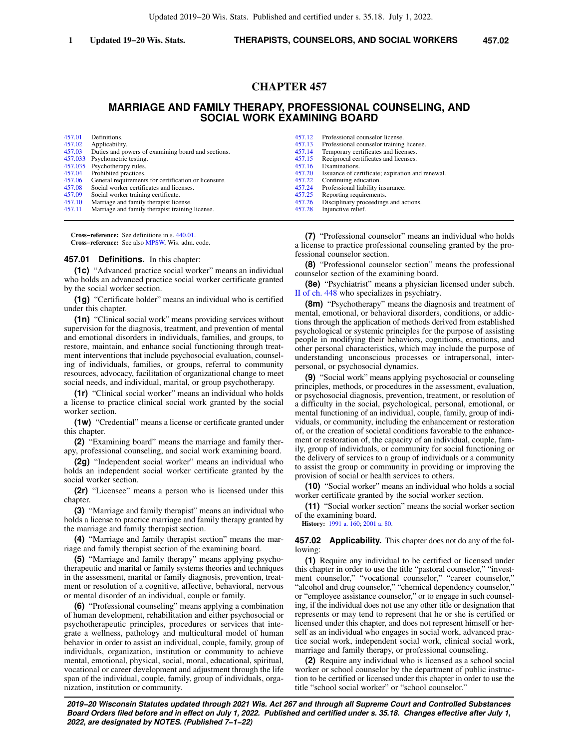# CHAPTER 457

## MARRIAGE AND FAMILY THERAPY, PROFESSIONAL COUNSELING, AND SOCIAL WORK EXAMINING BOARD

| | | | |
|---|---|---|---|
| 457.01 | Definitions. | 457.12 | Professional counselor license. |
| 457.02 | Applicability. | 457.13 | Professional counselor training license. |
| 457.03 | Duties and powers of examining board and sections. | 457.14 | Temporary certificates and licenses. |
| 457.033 | Psychometric testing. | 457.15 | Reciprocal certificates and licenses. |
| 457.035 | Psychotherapy rules. | 457.16 | Examinations. |
| 457.04 | Prohibited practices. | 457.20 | Issuance of certificate; expiration and renewal. |
| 457.06 | General requirements for certification or licensure. | 457.22 | Continuing education. |
| 457.08 | Social worker certificates and licenses. | 457.24 | Professional liability insurance. |
| 457.09 | Social worker training certificate. | 457.25 | Reporting requirements. |
| 457.10 | Marriage and family therapist license. | 457.26 | Disciplinary proceedings and actions. |
| 457.11 | Marriage and family therapist training license. | 457.28 | Injunctive relief. |

**Cross−reference:** See definitions in s. 440.01.
**Cross−reference:** See also MPSW, Wis. adm. code.

**457.01 Definitions.** In this chapter:

**(1c)** "Advanced practice social worker" means an individual who holds an advanced practice social worker certificate granted by the social worker section.

**(1g)** "Certificate holder" means an individual who is certified under this chapter.

**(1n)** "Clinical social work" means providing services without supervision for the diagnosis, treatment, and prevention of mental and emotional disorders in individuals, families, and groups, to restore, maintain, and enhance social functioning through treatment interventions that include psychosocial evaluation, counseling of individuals, families, or groups, referral to community resources, advocacy, facilitation of organizational change to meet social needs, and individual, marital, or group psychotherapy.

**(1r)** "Clinical social worker" means an individual who holds a license to practice clinical social work granted by the social worker section.

**(1w)** "Credential" means a license or certificate granted under this chapter.

**(2)** "Examining board" means the marriage and family therapy, professional counseling, and social work examining board.

**(2g)** "Independent social worker" means an individual who holds an independent social worker certificate granted by the social worker section.

**(2r)** "Licensee" means a person who is licensed under this chapter.

**(3)** "Marriage and family therapist" means an individual who holds a license to practice marriage and family therapy granted by the marriage and family therapist section.

**(4)** "Marriage and family therapist section" means the marriage and family therapist section of the examining board.

**(5)** "Marriage and family therapy" means applying psychotherapeutic and marital or family systems theories and techniques in the assessment, marital or family diagnosis, prevention, treatment or resolution of a cognitive, affective, behavioral, nervous or mental disorder of an individual, couple or family.

**(6)** "Professional counseling" means applying a combination of human development, rehabilitation and either psychosocial or psychotherapeutic principles, procedures or services that integrate a wellness, pathology and multicultural model of human behavior in order to assist an individual, couple, family, group of individuals, organization, institution or community to achieve mental, emotional, physical, social, moral, educational, spiritual, vocational or career development and adjustment through the life span of the individual, couple, family, group of individuals, organization, institution or community.

**(7)** "Professional counselor" means an individual who holds a license to practice professional counseling granted by the professional counselor section.

**(8)** "Professional counselor section" means the professional counselor section of the examining board.

**(8e)** "Psychiatrist" means a physician licensed under subch. II of ch. 448 who specializes in psychiatry.

**(8m)** "Psychotherapy" means the diagnosis and treatment of mental, emotional, or behavioral disorders, conditions, or addictions through the application of methods derived from established psychological or systemic principles for the purpose of assisting people in modifying their behaviors, cognitions, emotions, and other personal characteristics, which may include the purpose of understanding unconscious processes or intrapersonal, interpersonal, or psychosocial dynamics.

**(9)** "Social work" means applying psychosocial or counseling principles, methods, or procedures in the assessment, evaluation, or psychosocial diagnosis, prevention, treatment, or resolution of a difficulty in the social, psychological, personal, emotional, or mental functioning of an individual, couple, family, group of individuals, or community, including the enhancement or restoration of, or the creation of societal conditions favorable to the enhancement or restoration of, the capacity of an individual, couple, family, group of individuals, or community for social functioning or the delivery of services to a group of individuals or a community to assist the group or community in providing or improving the provision of social or health services to others.

**(10)** "Social worker" means an individual who holds a social worker certificate granted by the social worker section.

**(11)** "Social worker section" means the social worker section of the examining board.

**History:** 1991 a. 160; 2001 a. 80.

**457.02 Applicability.** This chapter does not do any of the following:

**(1)** Require any individual to be certified or licensed under this chapter in order to use the title "pastoral counselor," "investment counselor," "vocational counselor," "career counselor," "alcohol and drug counselor," "chemical dependency counselor," or "employee assistance counselor," or to engage in such counseling, if the individual does not use any other title or designation that represents or may tend to represent that he or she is certified or licensed under this chapter, and does not represent himself or herself as an individual who engages in social work, advanced practice social work, independent social work, clinical social work, marriage and family therapy, or professional counseling.

**(2)** Require any individual who is licensed as a school social worker or school counselor by the department of public instruction to be certified or licensed under this chapter in order to use the title "school social worker" or "school counselor."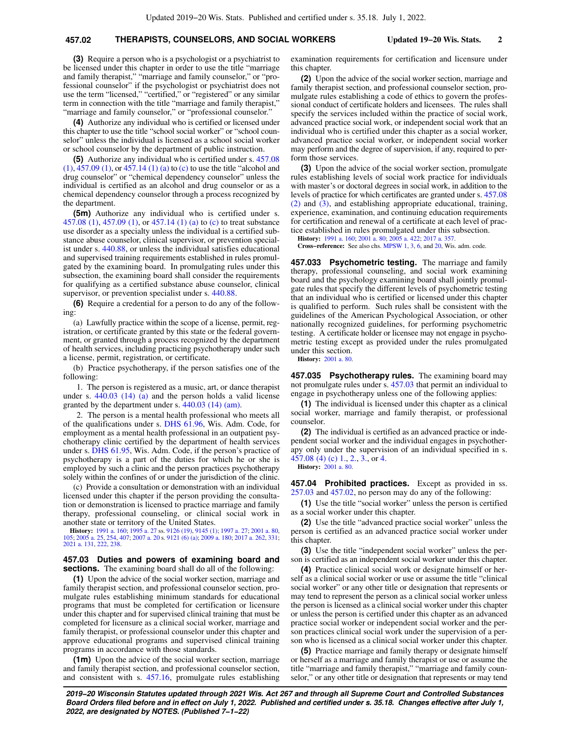**(3)** Require a person who is a psychologist or a psychiatrist to be licensed under this chapter in order to use the title "marriage and family therapist," "marriage and family counselor," or "professional counselor" if the psychologist or psychiatrist does not use the term "licensed," "certified," or "registered" or any similar term in connection with the title "marriage and family therapist," "marriage and family counselor," or "professional counselor."

**(4)** Authorize any individual who is certified or licensed under this chapter to use the title "school social worker" or "school counselor" unless the individual is licensed as a school social worker or school counselor by the department of public instruction.

**(5)** Authorize any individual who is certified under s. 457.08 (1), 457.09 (1), or 457.14 (1) (a) to (c) to use the title "alcohol and drug counselor" or "chemical dependency counselor" unless the individual is certified as an alcohol and drug counselor or as a chemical dependency counselor through a process recognized by the department.

**(5m)** Authorize any individual who is certified under s. 457.08 (1), 457.09 (1), or 457.14 (1) (a) to (c) to treat substance use disorder as a specialty unless the individual is a certified substance abuse counselor, clinical supervisor, or prevention specialist under s. 440.88, or unless the individual satisfies educational and supervised training requirements established in rules promulgated by the examining board. In promulgating rules under this subsection, the examining board shall consider the requirements for qualifying as a certified substance abuse counselor, clinical supervisor, or prevention specialist under s. 440.88.

**(6)** Require a credential for a person to do any of the following:

(a) Lawfully practice within the scope of a license, permit, registration, or certificate granted by this state or the federal government, or granted through a process recognized by the department of health services, including practicing psychotherapy under such a license, permit, registration, or certificate.

(b) Practice psychotherapy, if the person satisfies one of the following:

1. The person is registered as a music, art, or dance therapist under s. 440.03 (14) (a) and the person holds a valid license granted by the department under s. 440.03 (14) (am).

2. The person is a mental health professional who meets all of the qualifications under s. DHS 61.96, Wis. Adm. Code, for employment as a mental health professional in an outpatient psychotherapy clinic certified by the department of health services under s. DHS 61.95, Wis. Adm. Code, if the person's practice of psychotherapy is a part of the duties for which he or she is employed by such a clinic and the person practices psychotherapy solely within the confines of or under the jurisdiction of the clinic.

(c) Provide a consultation or demonstration with an individual licensed under this chapter if the person providing the consultation or demonstration is licensed to practice marriage and family therapy, professional counseling, or clinical social work in another state or territory of the United States.

**History:** 1991 a. 160; 1995 a. 27 ss. 9126 (19), 9145 (1); 1997 a. 27; 2001 a. 80, 105; 2005 a. 25, 254, 407; 2007 a. 20 s. 9121 (6) (a); 2009 a. 180; 2017 a. 262, 331; 2021 a. 131, 222, 238.

## 457.03 Duties and powers of examining board and sections.

The examining board shall do all of the following:

**(1)** Upon the advice of the social worker section, marriage and family therapist section, and professional counselor section, promulgate rules establishing minimum standards for educational programs that must be completed for certification or licensure under this chapter and for supervised clinical training that must be completed for licensure as a clinical social worker, marriage and family therapist, or professional counselor under this chapter and approve educational programs and supervised clinical training programs in accordance with those standards.

**(1m)** Upon the advice of the social worker section, marriage and family therapist section, and professional counselor section, and consistent with s. 457.16, promulgate rules establishing examination requirements for certification and licensure under this chapter.

**(2)** Upon the advice of the social worker section, marriage and family therapist section, and professional counselor section, promulgate rules establishing a code of ethics to govern the professional conduct of certificate holders and licensees. The rules shall specify the services included within the practice of social work, advanced practice social work, or independent social work that an individual who is certified under this chapter as a social worker, advanced practice social worker, or independent social worker may perform and the degree of supervision, if any, required to perform those services.

**(3)** Upon the advice of the social worker section, promulgate rules establishing levels of social work practice for individuals with master's or doctoral degrees in social work, in addition to the levels of practice for which certificates are granted under s. 457.08 (2) and (3), and establishing appropriate educational, training, experience, examination, and continuing education requirements for certification and renewal of a certificate at each level of practice established in rules promulgated under this subsection.

**History:** 1991 a. 160; 2001 a. 80; 2005 a. 422; 2017 a. 357.

**Cross-reference:** See also chs. MPSW 1, 3, 6, and 20, Wis. adm. code.

## 457.033 Psychometric testing.

The marriage and family therapy, professional counseling, and social work examining board and the psychology examining board shall jointly promulgate rules that specify the different levels of psychometric testing that an individual who is certified or licensed under this chapter is qualified to perform. Such rules shall be consistent with the guidelines of the American Psychological Association, or other nationally recognized guidelines, for performing psychometric testing. A certificate holder or licensee may not engage in psychometric testing except as provided under the rules promulgated under this section.

**History:** 2001 a. 80.

## 457.035 Psychotherapy rules.

The examining board may not promulgate rules under s. 457.03 that permit an individual to engage in psychotherapy unless one of the following applies:

**(1)** The individual is licensed under this chapter as a clinical social worker, marriage and family therapist, or professional counselor.

**(2)** The individual is certified as an advanced practice or independent social worker and the individual engages in psychotherapy only under the supervision of an individual specified in s. 457.08 (4) (c) 1., 2., 3., or 4.

**History:** 2001 a. 80.

## 457.04 Prohibited practices.

Except as provided in ss. 257.03 and 457.02, no person may do any of the following:

**(1)** Use the title "social worker" unless the person is certified as a social worker under this chapter.

**(2)** Use the title "advanced practice social worker" unless the person is certified as an advanced practice social worker under this chapter.

**(3)** Use the title "independent social worker" unless the person is certified as an independent social worker under this chapter.

**(4)** Practice clinical social work or designate himself or herself as a clinical social worker or use or assume the title "clinical social worker" or any other title or designation that represents or may tend to represent the person as a clinical social worker unless the person is licensed as a clinical social worker under this chapter or unless the person is certified under this chapter as an advanced practice social worker or independent social worker and the person practices clinical social work under the supervision of a person who is licensed as a clinical social worker under this chapter.

**(5)** Practice marriage and family therapy or designate himself or herself as a marriage and family therapist or use or assume the title "marriage and family therapist," "marriage and family counselor," or any other title or designation that represents or may tend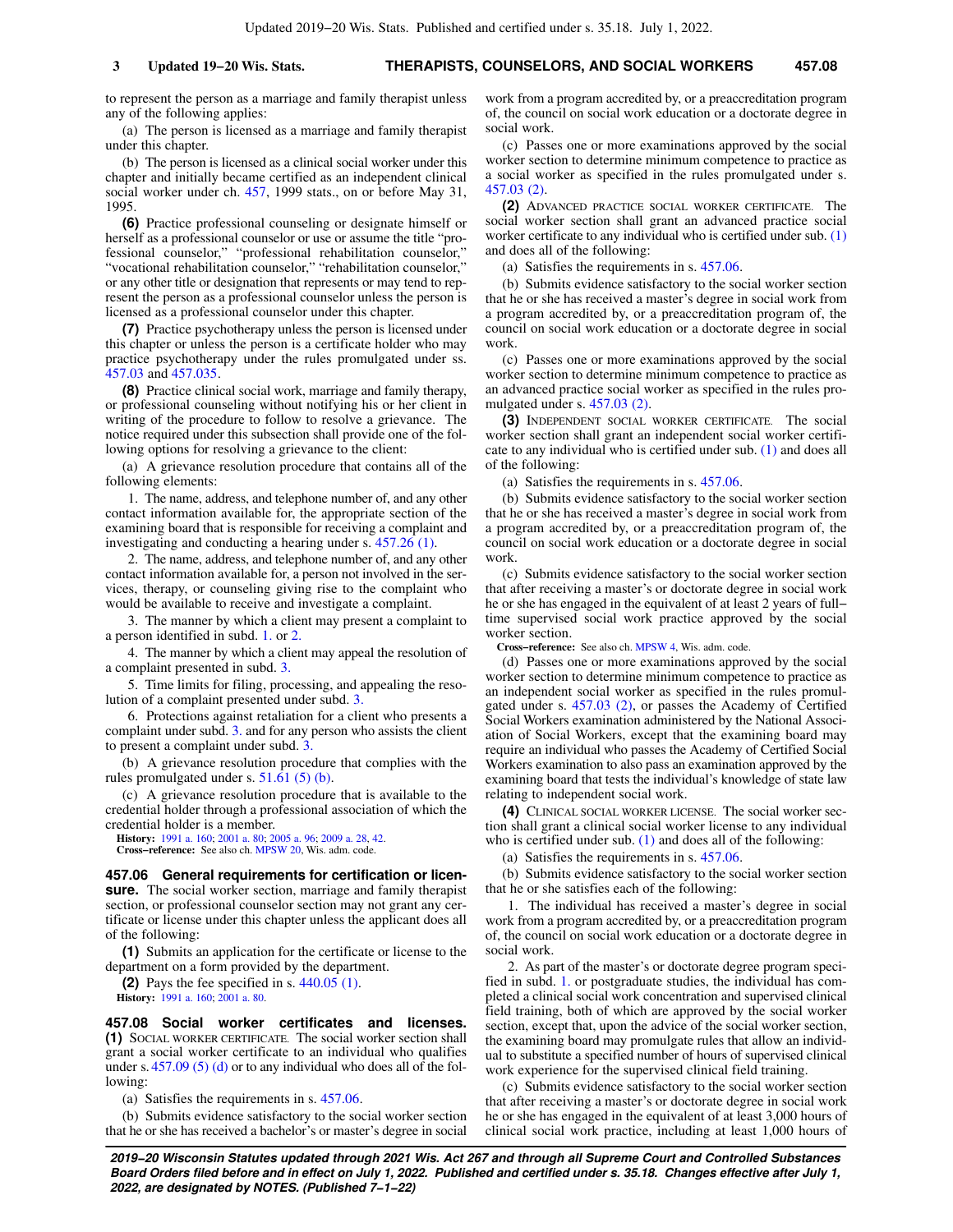to represent the person as a marriage and family therapist unless any of the following applies:

(a) The person is licensed as a marriage and family therapist under this chapter.

(b) The person is licensed as a clinical social worker under this chapter and initially became certified as an independent clinical social worker under ch. 457, 1999 stats., on or before May 31, 1995.

**(6)** Practice professional counseling or designate himself or herself as a professional counselor or use or assume the title "professional counselor," "professional rehabilitation counselor," "vocational rehabilitation counselor," "rehabilitation counselor," or any other title or designation that represents or may tend to represent the person as a professional counselor unless the person is licensed as a professional counselor under this chapter.

**(7)** Practice psychotherapy unless the person is licensed under this chapter or unless the person is a certificate holder who may practice psychotherapy under the rules promulgated under ss. 457.03 and 457.035.

**(8)** Practice clinical social work, marriage and family therapy, or professional counseling without notifying his or her client in writing of the procedure to follow to resolve a grievance. The notice required under this subsection shall provide one of the following options for resolving a grievance to the client:

(a) A grievance resolution procedure that contains all of the following elements:

1. The name, address, and telephone number of, and any other contact information available for, the appropriate section of the examining board that is responsible for receiving a complaint and investigating and conducting a hearing under s. 457.26 (1).

2. The name, address, and telephone number of, and any other contact information available for, a person not involved in the services, therapy, or counseling giving rise to the complaint who would be available to receive and investigate a complaint.

3. The manner by which a client may present a complaint to a person identified in subd. 1. or 2.

4. The manner by which a client may appeal the resolution of a complaint presented in subd. 3.

5. Time limits for filing, processing, and appealing the resolution of a complaint presented under subd. 3.

6. Protections against retaliation for a client who presents a complaint under subd. 3. and for any person who assists the client to present a complaint under subd. 3.

(b) A grievance resolution procedure that complies with the rules promulgated under s. 51.61 (5) (b).

(c) A grievance resolution procedure that is available to the credential holder through a professional association of which the credential holder is a member.

**History:** 1991 a. 160; 2001 a. 80; 2005 a. 96; 2009 a. 28, 42.
**Cross−reference:** See also ch. MPSW 20, Wis. adm. code.

**457.06 General requirements for certification or licensure.** The social worker section, marriage and family therapist section, or professional counselor section may not grant any certificate or license under this chapter unless the applicant does all of the following:

**(1)** Submits an application for the certificate or license to the department on a form provided by the department.

**(2)** Pays the fee specified in s. 440.05 (1).

**History:** 1991 a. 160; 2001 a. 80.

**457.08 Social worker certificates and licenses.** **(1)** SOCIAL WORKER CERTIFICATE. The social worker section shall grant a social worker certificate to an individual who qualifies under s. 457.09 (5) (d) or to any individual who does all of the following:

(a) Satisfies the requirements in s. 457.06.

(b) Submits evidence satisfactory to the social worker section that he or she has received a bachelor's or master's degree in social work from a program accredited by, or a preaccreditation program of, the council on social work education or a doctorate degree in social work.

(c) Passes one or more examinations approved by the social worker section to determine minimum competence to practice as a social worker as specified in the rules promulgated under s. 457.03 (2).

**(2)** ADVANCED PRACTICE SOCIAL WORKER CERTIFICATE. The social worker section shall grant an advanced practice social worker certificate to any individual who is certified under sub. (1) and does all of the following:

(a) Satisfies the requirements in s. 457.06.

(b) Submits evidence satisfactory to the social worker section that he or she has received a master's degree in social work from a program accredited by, or a preaccreditation program of, the council on social work education or a doctorate degree in social work.

(c) Passes one or more examinations approved by the social worker section to determine minimum competence to practice as an advanced practice social worker as specified in the rules promulgated under s. 457.03 (2).

**(3)** INDEPENDENT SOCIAL WORKER CERTIFICATE. The social worker section shall grant an independent social worker certificate to any individual who is certified under sub. (1) and does all of the following:

(a) Satisfies the requirements in s. 457.06.

(b) Submits evidence satisfactory to the social worker section that he or she has received a master's degree in social work from a program accredited by, or a preaccreditation program of, the council on social work education or a doctorate degree in social work.

(c) Submits evidence satisfactory to the social worker section that after receiving a master's or doctorate degree in social work he or she has engaged in the equivalent of at least 2 years of full−time supervised social work practice approved by the social worker section.

**Cross−reference:** See also ch. MPSW 4, Wis. adm. code.

(d) Passes one or more examinations approved by the social worker section to determine minimum competence to practice as an independent social worker as specified in the rules promulgated under s. 457.03 (2), or passes the Academy of Certified Social Workers examination administered by the National Association of Social Workers, except that the examining board may require an individual who passes the Academy of Certified Social Workers examination to also pass an examination approved by the examining board that tests the individual's knowledge of state law relating to independent social work.

**(4)** CLINICAL SOCIAL WORKER LICENSE. The social worker section shall grant a clinical social worker license to any individual who is certified under sub. (1) and does all of the following:

(a) Satisfies the requirements in s. 457.06.

(b) Submits evidence satisfactory to the social worker section that he or she satisfies each of the following:

1. The individual has received a master's degree in social work from a program accredited by, or a preaccreditation program of, the council on social work education or a doctorate degree in social work.

2. As part of the master's or doctorate degree program specified in subd. 1. or postgraduate studies, the individual has completed a clinical social work concentration and supervised clinical field training, both of which are approved by the social worker section, except that, upon the advice of the social worker section, the examining board may promulgate rules that allow an individual to substitute a specified number of hours of supervised clinical work experience for the supervised clinical field training.

(c) Submits evidence satisfactory to the social worker section that after receiving a master's or doctorate degree in social work he or she has engaged in the equivalent of at least 3,000 hours of clinical social work practice, including at least 1,000 hours of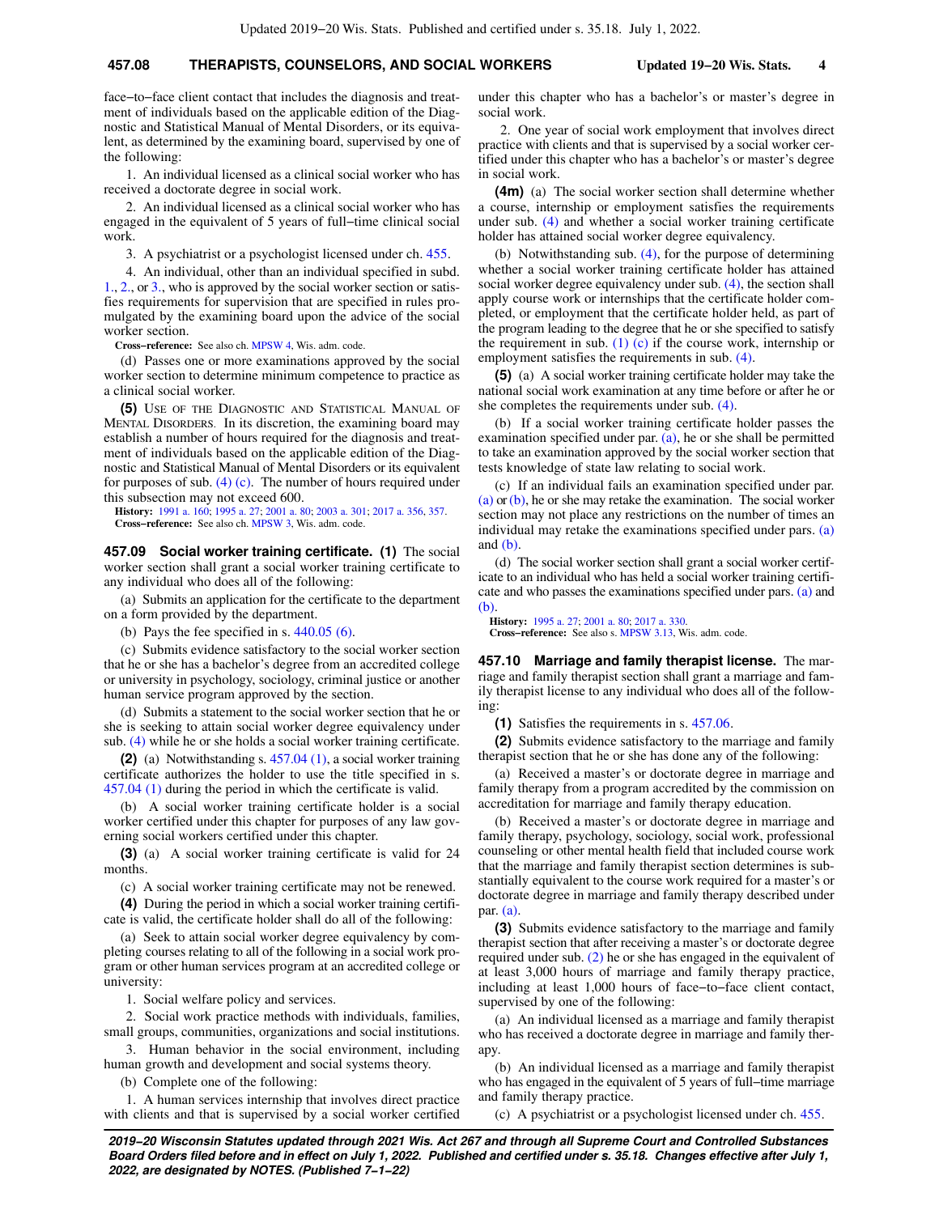face−to−face client contact that includes the diagnosis and treatment of individuals based on the applicable edition of the Diagnostic and Statistical Manual of Mental Disorders, or its equivalent, as determined by the examining board, supervised by one of the following:

1. An individual licensed as a clinical social worker who has received a doctorate degree in social work.

2. An individual licensed as a clinical social worker who has engaged in the equivalent of 5 years of full−time clinical social work.

3. A psychiatrist or a psychologist licensed under ch. 455.

4. An individual, other than an individual specified in subd. 1., 2., or 3., who is approved by the social worker section or satisfies requirements for supervision that are specified in rules promulgated by the examining board upon the advice of the social worker section.

**Cross−reference:** See also ch. MPSW 4, Wis. adm. code.

(d) Passes one or more examinations approved by the social worker section to determine minimum competence to practice as a clinical social worker.

**(5)** USE OF THE DIAGNOSTIC AND STATISTICAL MANUAL OF MENTAL DISORDERS. In its discretion, the examining board may establish a number of hours required for the diagnosis and treatment of individuals based on the applicable edition of the Diagnostic and Statistical Manual of Mental Disorders or its equivalent for purposes of sub. (4) (c). The number of hours required under this subsection may not exceed 600.

**History:** 1991 a. 160; 1995 a. 27; 2001 a. 80; 2003 a. 301; 2017 a. 356, 357.
**Cross−reference:** See also ch. MPSW 3, Wis. adm. code.

**457.09 Social worker training certificate.** **(1)** The social worker section shall grant a social worker training certificate to any individual who does all of the following:

(a) Submits an application for the certificate to the department on a form provided by the department.

(b) Pays the fee specified in s. 440.05 (6).

(c) Submits evidence satisfactory to the social worker section that he or she has a bachelor's degree from an accredited college or university in psychology, sociology, criminal justice or another human service program approved by the section.

(d) Submits a statement to the social worker section that he or she is seeking to attain social worker degree equivalency under sub. (4) while he or she holds a social worker training certificate.

**(2)** (a) Notwithstanding s. 457.04 (1), a social worker training certificate authorizes the holder to use the title specified in s. 457.04 (1) during the period in which the certificate is valid.

(b) A social worker training certificate holder is a social worker certified under this chapter for purposes of any law governing social workers certified under this chapter.

**(3)** (a) A social worker training certificate is valid for 24 months.

(c) A social worker training certificate may not be renewed.

**(4)** During the period in which a social worker training certificate is valid, the certificate holder shall do all of the following:

(a) Seek to attain social worker degree equivalency by completing courses relating to all of the following in a social work program or other human services program at an accredited college or university:

1. Social welfare policy and services.

2. Social work practice methods with individuals, families, small groups, communities, organizations and social institutions.

3. Human behavior in the social environment, including human growth and development and social systems theory.

(b) Complete one of the following:

1. A human services internship that involves direct practice with clients and that is supervised by a social worker certified under this chapter who has a bachelor's or master's degree in social work.

2. One year of social work employment that involves direct practice with clients and that is supervised by a social worker certified under this chapter who has a bachelor's or master's degree in social work.

**(4m)** (a) The social worker section shall determine whether a course, internship or employment satisfies the requirements under sub. (4) and whether a social worker training certificate holder has attained social worker degree equivalency.

(b) Notwithstanding sub. (4), for the purpose of determining whether a social worker training certificate holder has attained social worker degree equivalency under sub. (4), the section shall apply course work or internships that the certificate holder completed, or employment that the certificate holder held, as part of the program leading to the degree that he or she specified to satisfy the requirement in sub. (1) (c) if the course work, internship or employment satisfies the requirements in sub. (4).

**(5)** (a) A social worker training certificate holder may take the national social work examination at any time before or after he or she completes the requirements under sub. (4).

(b) If a social worker training certificate holder passes the examination specified under par. (a), he or she shall be permitted to take an examination approved by the social worker section that tests knowledge of state law relating to social work.

(c) If an individual fails an examination specified under par. (a) or (b), he or she may retake the examination. The social worker section may not place any restrictions on the number of times an individual may retake the examinations specified under pars. (a) and (b).

(d) The social worker section shall grant a social worker certificate to an individual who has held a social worker training certificate and who passes the examinations specified under pars. (a) and (b).

**History:** 1995 a. 27; 2001 a. 80; 2017 a. 330.
**Cross−reference:** See also s. MPSW 3.13, Wis. adm. code.

**457.10 Marriage and family therapist license.** The marriage and family therapist section shall grant a marriage and family therapist license to any individual who does all of the following:

**(1)** Satisfies the requirements in s. 457.06.

**(2)** Submits evidence satisfactory to the marriage and family therapist section that he or she has done any of the following:

(a) Received a master's or doctorate degree in marriage and family therapy from a program accredited by the commission on accreditation for marriage and family therapy education.

(b) Received a master's or doctorate degree in marriage and family therapy, psychology, sociology, social work, professional counseling or other mental health field that included course work that the marriage and family therapist section determines is substantially equivalent to the course work required for a master's or doctorate degree in marriage and family therapy described under par. (a).

**(3)** Submits evidence satisfactory to the marriage and family therapist section that after receiving a master's or doctorate degree required under sub. (2) he or she has engaged in the equivalent of at least 3,000 hours of marriage and family therapy practice, including at least 1,000 hours of face−to−face client contact, supervised by one of the following:

(a) An individual licensed as a marriage and family therapist who has received a doctorate degree in marriage and family therapy.

(b) An individual licensed as a marriage and family therapist who has engaged in the equivalent of 5 years of full−time marriage and family therapy practice.

(c) A psychiatrist or a psychologist licensed under ch. 455.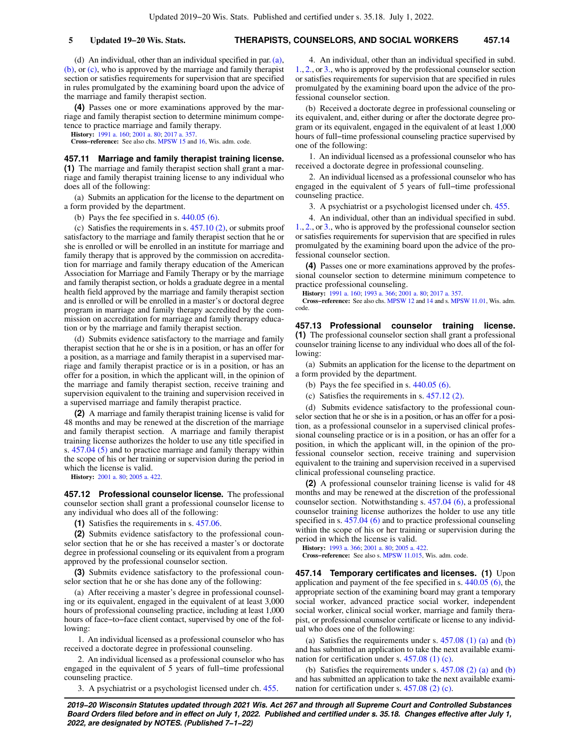(d) An individual, other than an individual specified in par. (a), (b), or (c), who is approved by the marriage and family therapist section or satisfies requirements for supervision that are specified in rules promulgated by the examining board upon the advice of the marriage and family therapist section.

**(4)** Passes one or more examinations approved by the marriage and family therapist section to determine minimum competence to practice marriage and family therapy.

**History:** 1991 a. 160; 2001 a. 80; 2017 a. 357.

**Cross−reference:** See also chs. MPSW 15 and 16, Wis. adm. code.

**457.11 Marriage and family therapist training license.** **(1)** The marriage and family therapist section shall grant a marriage and family therapist training license to any individual who does all of the following:

(a) Submits an application for the license to the department on a form provided by the department.

(b) Pays the fee specified in s. 440.05 (6).

(c) Satisfies the requirements in s. 457.10 (2), or submits proof satisfactory to the marriage and family therapist section that he or she is enrolled or will be enrolled in an institute for marriage and family therapy that is approved by the commission on accreditation for marriage and family therapy education of the American Association for Marriage and Family Therapy or by the marriage and family therapist section, or holds a graduate degree in a mental health field approved by the marriage and family therapist section and is enrolled or will be enrolled in a master's or doctoral degree program in marriage and family therapy accredited by the commission on accreditation for marriage and family therapy education or by the marriage and family therapist section.

(d) Submits evidence satisfactory to the marriage and family therapist section that he or she is in a position, or has an offer for a position, as a marriage and family therapist in a supervised marriage and family therapist practice or is in a position, or has an offer for a position, in which the applicant will, in the opinion of the marriage and family therapist section, receive training and supervision equivalent to the training and supervision received in a supervised marriage and family therapist practice.

**(2)** A marriage and family therapist training license is valid for 48 months and may be renewed at the discretion of the marriage and family therapist section. A marriage and family therapist training license authorizes the holder to use any title specified in s. 457.04 (5) and to practice marriage and family therapy within the scope of his or her training or supervision during the period in which the license is valid.

**History:** 2001 a. 80; 2005 a. 422.

**457.12 Professional counselor license.** The professional counselor section shall grant a professional counselor license to any individual who does all of the following:

**(1)** Satisfies the requirements in s. 457.06.

**(2)** Submits evidence satisfactory to the professional counselor section that he or she has received a master's or doctorate degree in professional counseling or its equivalent from a program approved by the professional counselor section.

**(3)** Submits evidence satisfactory to the professional counselor section that he or she has done any of the following:

(a) After receiving a master's degree in professional counseling or its equivalent, engaged in the equivalent of at least 3,000 hours of professional counseling practice, including at least 1,000 hours of face−to−face client contact, supervised by one of the following:

1. An individual licensed as a professional counselor who has received a doctorate degree in professional counseling.

2. An individual licensed as a professional counselor who has engaged in the equivalent of 5 years of full−time professional counseling practice.

3. A psychiatrist or a psychologist licensed under ch. 455.

4. An individual, other than an individual specified in subd. 1., 2., or 3., who is approved by the professional counselor section or satisfies requirements for supervision that are specified in rules promulgated by the examining board upon the advice of the professional counselor section.

(b) Received a doctorate degree in professional counseling or its equivalent, and, either during or after the doctorate degree program or its equivalent, engaged in the equivalent of at least 1,000 hours of full−time professional counseling practice supervised by one of the following:

1. An individual licensed as a professional counselor who has received a doctorate degree in professional counseling.

2. An individual licensed as a professional counselor who has engaged in the equivalent of 5 years of full−time professional counseling practice.

3. A psychiatrist or a psychologist licensed under ch. 455.

4. An individual, other than an individual specified in subd. 1., 2., or 3., who is approved by the professional counselor section or satisfies requirements for supervision that are specified in rules promulgated by the examining board upon the advice of the professional counselor section.

**(4)** Passes one or more examinations approved by the professional counselor section to determine minimum competence to practice professional counseling.

**History:** 1991 a. 160; 1993 a. 366; 2001 a. 80; 2017 a. 357.

**Cross−reference:** See also chs. MPSW 12 and 14 and s. MPSW 11.01, Wis. adm. code.

**457.13 Professional counselor training license.** **(1)** The professional counselor section shall grant a professional counselor training license to any individual who does all of the following:

(a) Submits an application for the license to the department on a form provided by the department.

(b) Pays the fee specified in s. 440.05 (6).

(c) Satisfies the requirements in s. 457.12 (2).

(d) Submits evidence satisfactory to the professional counselor section that he or she is in a position, or has an offer for a position, as a professional counselor in a supervised clinical professional counseling practice or is in a position, or has an offer for a position, in which the applicant will, in the opinion of the professional counselor section, receive training and supervision equivalent to the training and supervision received in a supervised clinical professional counseling practice.

**(2)** A professional counselor training license is valid for 48 months and may be renewed at the discretion of the professional counselor section. Notwithstanding s. 457.04 (6), a professional counselor training license authorizes the holder to use any title specified in s. 457.04 (6) and to practice professional counseling within the scope of his or her training or supervision during the period in which the license is valid.

**History:** 1993 a. 366; 2001 a. 80; 2005 a. 422.

**Cross−reference:** See also s. MPSW 11.015, Wis. adm. code.

**457.14 Temporary certificates and licenses.** **(1)** Upon application and payment of the fee specified in s. 440.05 (6), the appropriate section of the examining board may grant a temporary social worker, advanced practice social worker, independent social worker, clinical social worker, marriage and family therapist, or professional counselor certificate or license to any individual who does one of the following:

(a) Satisfies the requirements under s. 457.08 (1) (a) and (b) and has submitted an application to take the next available examination for certification under s. 457.08 (1) (c).

(b) Satisfies the requirements under s. 457.08 (2) (a) and (b) and has submitted an application to take the next available examination for certification under s. 457.08 (2) (c).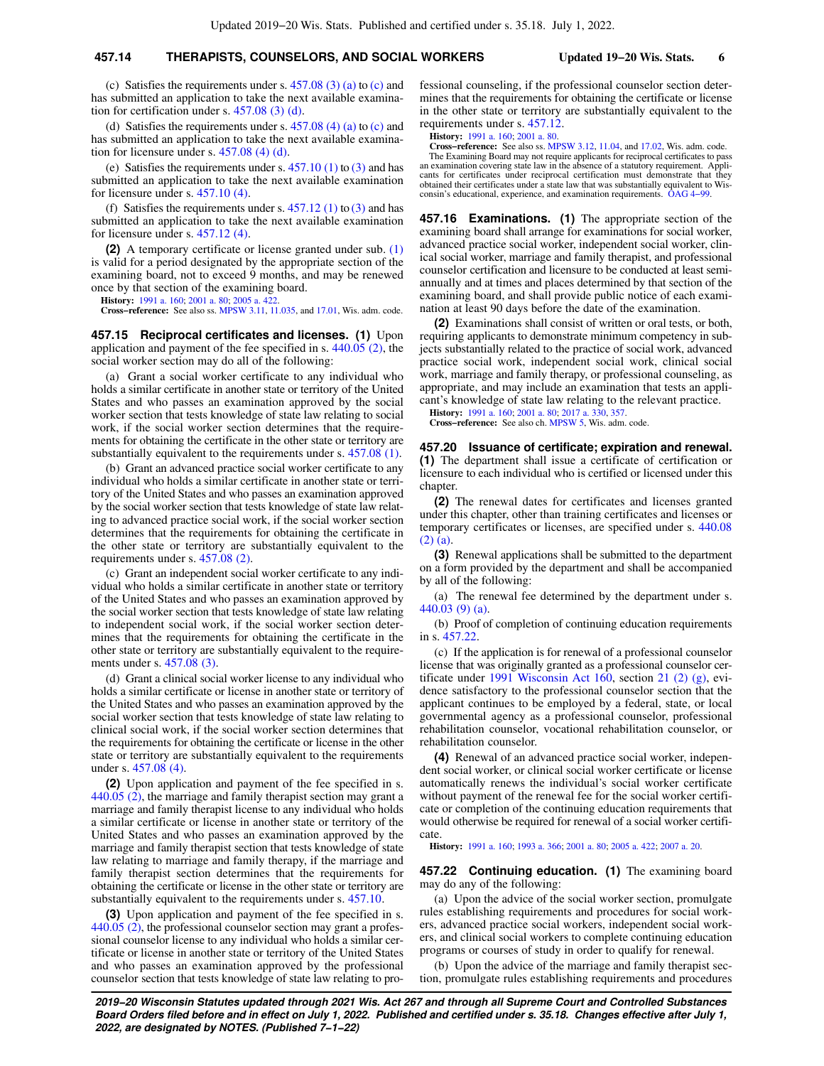(c) Satisfies the requirements under s. 457.08 (3) (a) to (c) and has submitted an application to take the next available examination for certification under s. 457.08 (3) (d).

(d) Satisfies the requirements under s. 457.08 (4) (a) to (c) and has submitted an application to take the next available examination for licensure under s. 457.08 (4) (d).

(e) Satisfies the requirements under s. 457.10 (1) to (3) and has submitted an application to take the next available examination for licensure under s. 457.10 (4).

(f) Satisfies the requirements under s. 457.12 (1) to (3) and has submitted an application to take the next available examination for licensure under s. 457.12 (4).

**(2)** A temporary certificate or license granted under sub. (1) is valid for a period designated by the appropriate section of the examining board, not to exceed 9 months, and may be renewed once by that section of the examining board.

**History:** 1991 a. 160; 2001 a. 80; 2005 a. 422.

**Cross−reference:** See also ss. MPSW 3.11, 11.035, and 17.01, Wis. adm. code.

**457.15 Reciprocal certificates and licenses.** **(1)** Upon application and payment of the fee specified in s. 440.05 (2), the social worker section may do all of the following:

(a) Grant a social worker certificate to any individual who holds a similar certificate in another state or territory of the United States and who passes an examination approved by the social worker section that tests knowledge of state law relating to social work, if the social worker section determines that the requirements for obtaining the certificate in the other state or territory are substantially equivalent to the requirements under s. 457.08 (1).

(b) Grant an advanced practice social worker certificate to any individual who holds a similar certificate in another state or territory of the United States and who passes an examination approved by the social worker section that tests knowledge of state law relating to advanced practice social work, if the social worker section determines that the requirements for obtaining the certificate in the other state or territory are substantially equivalent to the requirements under s. 457.08 (2).

(c) Grant an independent social worker certificate to any individual who holds a similar certificate in another state or territory of the United States and who passes an examination approved by the social worker section that tests knowledge of state law relating to independent social work, if the social worker section determines that the requirements for obtaining the certificate in the other state or territory are substantially equivalent to the requirements under s. 457.08 (3).

(d) Grant a clinical social worker license to any individual who holds a similar certificate or license in another state or territory of the United States and who passes an examination approved by the social worker section that tests knowledge of state law relating to clinical social work, if the social worker section determines that the requirements for obtaining the certificate or license in the other state or territory are substantially equivalent to the requirements under s. 457.08 (4).

**(2)** Upon application and payment of the fee specified in s. 440.05 (2), the marriage and family therapist section may grant a marriage and family therapist license to any individual who holds a similar certificate or license in another state or territory of the United States and who passes an examination approved by the marriage and family therapist section that tests knowledge of state law relating to marriage and family therapy, if the marriage and family therapist section determines that the requirements for obtaining the certificate or license in the other state or territory are substantially equivalent to the requirements under s. 457.10.

**(3)** Upon application and payment of the fee specified in s. 440.05 (2), the professional counselor section may grant a professional counselor license to any individual who holds a similar certificate or license in another state or territory of the United States and who passes an examination approved by the professional counselor section that tests knowledge of state law relating to professional counseling, if the professional counselor section determines that the requirements for obtaining the certificate or license in the other state or territory are substantially equivalent to the requirements under s. 457.12.

**History:** 1991 a. 160; 2001 a. 80.

**Cross−reference:** See also ss. MPSW 3.12, 11.04, and 17.02, Wis. adm. code.

The Examining Board may not require applicants for reciprocal certificates to pass an examination covering state law in the absence of a statutory requirement. Applicants for certificates under reciprocal certification must demonstrate that they obtained their certificates under a state law that was substantially equivalent to Wisconsin's educational, experience, and examination requirements. OAG 4−99.

**457.16 Examinations.** **(1)** The appropriate section of the examining board shall arrange for examinations for social worker, advanced practice social worker, independent social worker, clinical social worker, marriage and family therapist, and professional counselor certification and licensure to be conducted at least semiannually and at times and places determined by that section of the examining board, and shall provide public notice of each examination at least 90 days before the date of the examination.

**(2)** Examinations shall consist of written or oral tests, or both, requiring applicants to demonstrate minimum competency in subjects substantially related to the practice of social work, advanced practice social work, independent social work, clinical social work, marriage and family therapy, or professional counseling, as appropriate, and may include an examination that tests an applicant's knowledge of state law relating to the relevant practice.

**History:** 1991 a. 160; 2001 a. 80; 2017 a. 330, 357.

**Cross−reference:** See also ch. MPSW 5, Wis. adm. code.

**457.20 Issuance of certificate; expiration and renewal.** **(1)** The department shall issue a certificate of certification or licensure to each individual who is certified or licensed under this chapter.

**(2)** The renewal dates for certificates and licenses granted under this chapter, other than training certificates and licenses or temporary certificates or licenses, are specified under s. 440.08 (2) (a).

**(3)** Renewal applications shall be submitted to the department on a form provided by the department and shall be accompanied by all of the following:

(a) The renewal fee determined by the department under s. 440.03 (9) (a).

(b) Proof of completion of continuing education requirements in s. 457.22.

(c) If the application is for renewal of a professional counselor license that was originally granted as a professional counselor certificate under 1991 Wisconsin Act 160, section 21 (2) (g), evidence satisfactory to the professional counselor section that the applicant continues to be employed by a federal, state, or local governmental agency as a professional counselor, professional rehabilitation counselor, vocational rehabilitation counselor, or rehabilitation counselor.

**(4)** Renewal of an advanced practice social worker, independent social worker, or clinical social worker certificate or license automatically renews the individual's social worker certificate without payment of the renewal fee for the social worker certificate or completion of the continuing education requirements that would otherwise be required for renewal of a social worker certificate.

**History:** 1991 a. 160; 1993 a. 366; 2001 a. 80; 2005 a. 422; 2007 a. 20.

**457.22 Continuing education.** **(1)** The examining board may do any of the following:

(a) Upon the advice of the social worker section, promulgate rules establishing requirements and procedures for social workers, advanced practice social workers, independent social workers, and clinical social workers to complete continuing education programs or courses of study in order to qualify for renewal.

(b) Upon the advice of the marriage and family therapist section, promulgate rules establishing requirements and procedures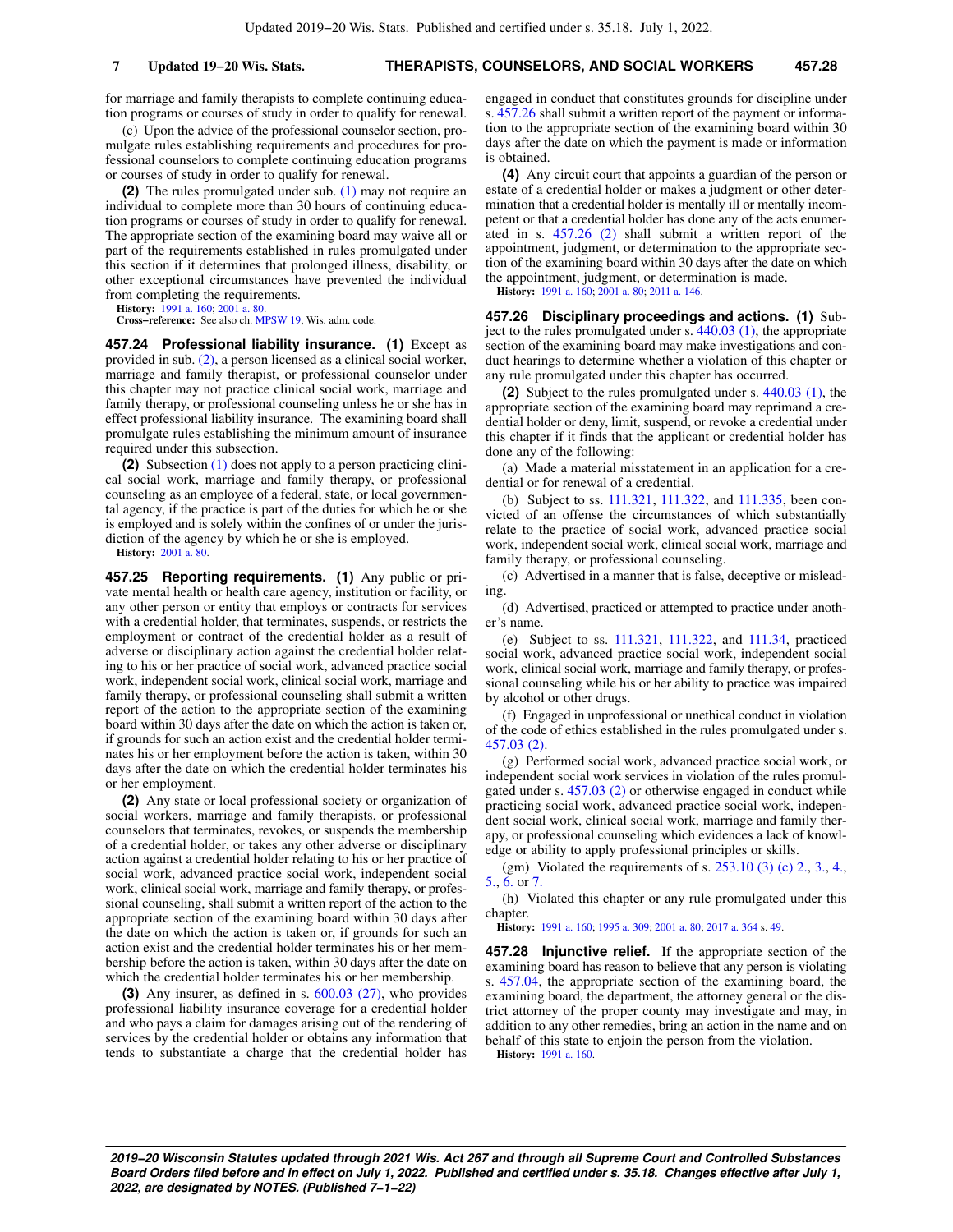for marriage and family therapists to complete continuing education programs or courses of study in order to qualify for renewal.

(c) Upon the advice of the professional counselor section, promulgate rules establishing requirements and procedures for professional counselors to complete continuing education programs or courses of study in order to qualify for renewal.

**(2)** The rules promulgated under sub. (1) may not require an individual to complete more than 30 hours of continuing education programs or courses of study in order to qualify for renewal. The appropriate section of the examining board may waive all or part of the requirements established in rules promulgated under this section if it determines that prolonged illness, disability, or other exceptional circumstances have prevented the individual from completing the requirements.

**History:** 1991 a. 160; 2001 a. 80.

**Cross–reference:** See also ch. MPSW 19, Wis. adm. code.

**457.24 Professional liability insurance.** **(1)** Except as provided in sub. (2), a person licensed as a clinical social worker, marriage and family therapist, or professional counselor under this chapter may not practice clinical social work, marriage and family therapy, or professional counseling unless he or she has in effect professional liability insurance. The examining board shall promulgate rules establishing the minimum amount of insurance required under this subsection.

**(2)** Subsection (1) does not apply to a person practicing clinical social work, marriage and family therapy, or professional counseling as an employee of a federal, state, or local governmental agency, if the practice is part of the duties for which he or she is employed and is solely within the confines of or under the jurisdiction of the agency by which he or she is employed.

**History:** 2001 a. 80.

**457.25 Reporting requirements.** **(1)** Any public or private mental health or health care agency, institution or facility, or any other person or entity that employs or contracts for services with a credential holder, that terminates, suspends, or restricts the employment or contract of the credential holder as a result of adverse or disciplinary action against the credential holder relating to his or her practice of social work, advanced practice social work, independent social work, clinical social work, marriage and family therapy, or professional counseling shall submit a written report of the action to the appropriate section of the examining board within 30 days after the date on which the action is taken or, if grounds for such an action exist and the credential holder terminates his or her employment before the action is taken, within 30 days after the date on which the credential holder terminates his or her employment.

**(2)** Any state or local professional society or organization of social workers, marriage and family therapists, or professional counselors that terminates, revokes, or suspends the membership of a credential holder, or takes any other adverse or disciplinary action against a credential holder relating to his or her practice of social work, advanced practice social work, independent social work, clinical social work, marriage and family therapy, or professional counseling, shall submit a written report of the action to the appropriate section of the examining board within 30 days after the date on which the action is taken or, if grounds for such an action exist and the credential holder terminates his or her membership before the action is taken, within 30 days after the date on which the credential holder terminates his or her membership.

**(3)** Any insurer, as defined in s. 600.03 (27), who provides professional liability insurance coverage for a credential holder and who pays a claim for damages arising out of the rendering of services by the credential holder or obtains any information that tends to substantiate a charge that the credential holder has engaged in conduct that constitutes grounds for discipline under s. 457.26 shall submit a written report of the payment or information to the appropriate section of the examining board within 30 days after the date on which the payment is made or information is obtained.

**(4)** Any circuit court that appoints a guardian of the person or estate of a credential holder or makes a judgment or other determination that a credential holder is mentally ill or mentally incompetent or that a credential holder has done any of the acts enumerated in s. 457.26 (2) shall submit a written report of the appointment, judgment, or determination to the appropriate section of the examining board within 30 days after the date on which the appointment, judgment, or determination is made.

**History:** 1991 a. 160; 2001 a. 80; 2011 a. 146.

**457.26 Disciplinary proceedings and actions.** **(1)** Subject to the rules promulgated under s. 440.03 (1), the appropriate section of the examining board may make investigations and conduct hearings to determine whether a violation of this chapter or any rule promulgated under this chapter has occurred.

**(2)** Subject to the rules promulgated under s. 440.03 (1), the appropriate section of the examining board may reprimand a credential holder or deny, limit, suspend, or revoke a credential under this chapter if it finds that the applicant or credential holder has done any of the following:

(a) Made a material misstatement in an application for a credential or for renewal of a credential.

(b) Subject to ss. 111.321, 111.322, and 111.335, been convicted of an offense the circumstances of which substantially relate to the practice of social work, advanced practice social work, independent social work, clinical social work, marriage and family therapy, or professional counseling.

(c) Advertised in a manner that is false, deceptive or misleading.

(d) Advertised, practiced or attempted to practice under another's name.

(e) Subject to ss. 111.321, 111.322, and 111.34, practiced social work, advanced practice social work, independent social work, clinical social work, marriage and family therapy, or professional counseling while his or her ability to practice was impaired by alcohol or other drugs.

(f) Engaged in unprofessional or unethical conduct in violation of the code of ethics established in the rules promulgated under s. 457.03 (2).

(g) Performed social work, advanced practice social work, or independent social work services in violation of the rules promulgated under s. 457.03 (2) or otherwise engaged in conduct while practicing social work, advanced practice social work, independent social work, clinical social work, marriage and family therapy, or professional counseling which evidences a lack of knowledge or ability to apply professional principles or skills.

(gm) Violated the requirements of s. 253.10 (3) (c) 2., 3., 4., 5., 6. or 7.

(h) Violated this chapter or any rule promulgated under this chapter.

**History:** 1991 a. 160; 1995 a. 309; 2001 a. 80; 2017 a. 364 s. 49.

**457.28 Injunctive relief.** If the appropriate section of the examining board has reason to believe that any person is violating s. 457.04, the appropriate section of the examining board, the examining board, the department, the attorney general or the district attorney of the proper county may investigate and may, in addition to any other remedies, bring an action in the name and on behalf of this state to enjoin the person from the violation.

**History:** 1991 a. 160.